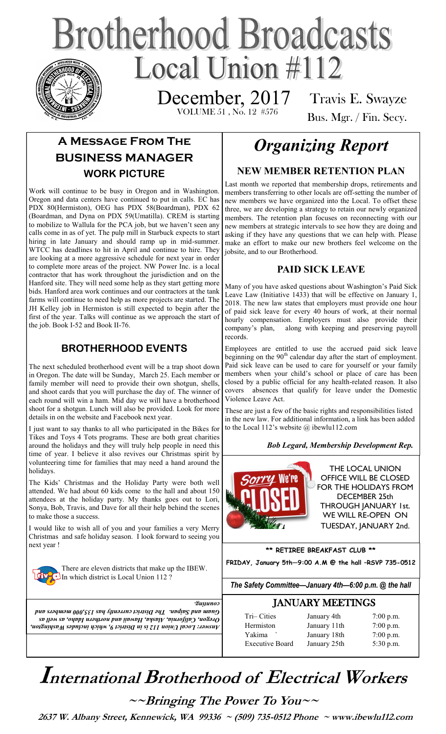# Brotherhood Broadcasts

## Local Union #112

December, 2017

VOLUME 51 , No. 12 #576

Travis E. Swayze
Bus. Mgr. / Fin. Secy.

## A Message From The Business Manager

### WORK PICTURE

Work will continue to be busy in Oregon and in Washington. Oregon and data centers have continued to put in calls. EC has PDX 80(Hermiston), OEG has PDX 58(Boardman), PDX 62 (Boardman, and Dyna on PDX 59(Umatilla). CREM is starting to mobilize to Wallula for the PCA job, but we haven't seen any calls come in as of yet. The pulp mill in Starbuck expects to start hiring in late January and should ramp up in mid-summer. WTCC has deadlines to hit in April and continue to hire. They are looking at a more aggressive schedule for next year in order to complete more areas of the project. NW Power Inc. is a local contractor that has work throughout the jurisdiction and on the Hanford site. They will need some help as they start getting more bids. Hanford area work continues and our contractors at the tank farms will continue to need help as more projects are started. The JH Kelley job in Hermiston is still expected to begin after the first of the year. Talks will continue as we approach the start of the job. Book I-52 and Book II-76.

### BROTHERHOOD EVENTS

The next scheduled brotherhood event will be a trap shoot down in Oregon. The date will be Sunday, March 25. Each member or family member will need to provide their own shotgun, shells, and shoot cards that you will purchase the day of. The winner of each round will win a ham. Mid day we will have a brotherhood shoot for a shotgun. Lunch will also be provided. Look for more details in on the website and Facebook next year.

I just want to say thanks to all who participated in the Bikes for Tikes and Toys 4 Tots programs. These are both great charities around the holidays and they will truly help people in need this time of year. I believe it also revives our Christmas spirit by volunteering time for families that may need a hand around the holidays.

The Kids' Christmas and the Holiday Party were both well attended. We had about 60 kids come to the hall and about 150 attendees at the holiday party. My thanks goes out to Lori, Sonya, Bob, Travis, and Dave for all their help behind the scenes to make those a success.

I would like to wish all of you and your families a very Merry Christmas and safe holiday season. I look forward to seeing you next year !

There are eleven districts that make up the IBEW. In which district is Local Union 112 ?

*Answer: Local Union 112 is in District 9, which includes Washington, Oregon, California, Alaska, Hawaii and northern Idaho, as well as Guam and Saipan. The District currently has 135,000 members and counting.*

# *Organizing Report*

### NEW MEMBER RETENTION PLAN

Last month we reported that membership drops, retirements and members transferring to other locals are off-setting the number of new members we have organized into the Local. To offset these three, we are developing a strategy to retain our newly organized members. The retention plan focuses on reconnecting with our new members at strategic intervals to see how they are doing and asking if they have any questions that we can help with. Please make an effort to make our new brothers feel welcome on the jobsite, and to our Brotherhood.

### PAID SICK LEAVE

Many of you have asked questions about Washington's Paid Sick Leave Law (Initiative 1433) that will be effective on January 1, 2018. The new law states that employers must provide one hour of paid sick leave for every 40 hours of work, at their normal hourly compensation. Employers must also provide their company's plan, along with keeping and preserving payroll records.

Employees are entitled to use the accrued paid sick leave beginning on the 90th calendar day after the start of employment. Paid sick leave can be used to care for yourself or your family members when your child's school or place of care has been closed by a public official for any health-related reason. It also covers absences that qualify for leave under the Domestic Violence Leave Act.

These are just a few of the basic rights and responsibilities listed in the new law. For additional information, a link has been added to the Local 112's website @ ibewlu112.com

***Bob Legard, Membership Development Rep.***

THE LOCAL UNION OFFICE WILL BE CLOSED FOR THE HOLIDAYS FROM DECEMBER 25th THROUGH JANUARY 1st. WE WILL RE-OPEN ON TUESDAY, JANUARY 2nd.

**\*\* RETIREE BREAKFAST CLUB \*\***

**FRIDAY, January 5th—9:00 A.M @ the hall –RSVP 735-0512**

***The Safety Committee—January 4th—6:00 p.m. @ the hall***

### JANUARY MEETINGS

| | | |
|---|---|---|
| Tri– Cities | January 4th | 7:00 p.m. |
| Hermiston | January 11th | 7:00 p.m. |
| Yakima | January 18th | 7:00 p.m. |
| Executive Board | January 25th | 5:30 p.m. |

# International Brotherhood of Electrical Workers

**~~Bringing The Power To You~~**

**2637 W. Albany Street, Kennewick, WA 99336 ~ (509) 735-0512 Phone ~ www.ibewlu112.com**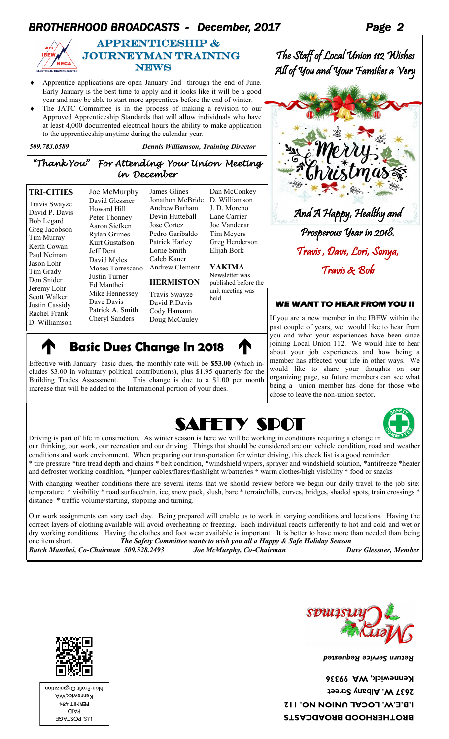## APPRENTICESHIP & JOURNEYMAN TRAINING NEWS

- Apprentice applications are open January 2nd through the end of June. Early January is the best time to apply and it looks like it will be a good year and may be able to start more apprentices before the end of winter.
- The JATC Committee is in the process of making a revision to our Approved Apprenticeship Standards that will allow individuals who have at least 4,000 documented electrical hours the ability to make application to the apprenticeship anytime during the calendar year.

*509.783.0589* *Dennis Williamson, Training Director*

## "Thank You" For Attending Your Union Meeting in December

**TRI-CITIES**

Travis Swayze
David P. Davis
Bob Legard
Greg Jacobson
Tim Murray
Keith Cowan
Paul Neiman
Jason Lohr
Tim Grady
Don Snider
Jeremy Lohr
Scott Walker
Justin Cassidy
Rachel Frank
D. Williamson
Joe McMurphy
David Glessner
Howard Hill
Peter Thonney
Aaron Siefken
Rylan Grimes
Kurt Gustafson
Jeff Dent
David Myles
Moses Torrescano
Justin Turner
Ed Manthei
Mike Hennessey
Dave Davis
Patrick A. Smith
Cheryl Sanders
James Glines
Jonathon McBride
Andrew Barham
Devin Hutteball
Jose Cortez
Pedro Garibaldo
Patrick Harley
Lorne Smith
Caleb Kauer
Andrew Clement
Dan McConkey
D. Williamson
J. D. Moreno
Lane Carrier
Joe Vandecar
Tim Meyers
Greg Henderson
Elijah Bork

**HERMISTON**

Travis Swayze
David P.Davis
Cody Hamann
Doug McCauley

**YAKIMA**

Newsletter was published before the unit meeting was held.

The Staff of Local Union 112 Wishes All of You and Your Families a Very Merry Christmas

And A Happy, Healthy and Prosperous Year in 2018.

Travis , Dave, Lori, Sonya, Travis & Bob

## Basic Dues Change In 2018

Effective with January basic dues, the monthly rate will be **$53.00** (which includes $3.00 in voluntary political contributions), plus $1.95 quarterly for the Building Trades Assessment. This change is due to a $1.00 per month increase that will be added to the International portion of your dues.

## WE WANT TO HEAR FROM YOU !!

If you are a new member in the IBEW within the past couple of years, we would like to hear from you and what your experiences have been since joining Local Union 112. We would like to hear about your job experiences and how being a member has affected your life in other ways. We would like to share your thoughts on our organizing page, so future members can see what being a union member has done for those who chose to leave the non-union sector.

## SAFETY SPOT

Driving is part of life in construction. As winter season is here we will be working in conditions requiring a change in our thinking, our work, our recreation and our driving. Things that should be considered are our vehicle condition, road and weather conditions and work environment. When preparing our transportation for winter driving, this check list is a good reminder:
* tire pressure *tire tread depth and chains * belt condition, *windshield wipers, sprayer and windshield solution, *antifreeze *heater and defroster working condition, *jumper cables/flares/flashlight w/batteries * warm clothes/high visibility * food or snacks

With changing weather conditions there are several items that we should review before we begin our daily travel to the job site: temperature * visibility * road surface/rain, ice, snow pack, slush, bare * terrain/hills, curves, bridges, shaded spots, train crossings * distance * traffic volume/starting, stopping and turning.

Our work assignments can vary each day. Being prepared will enable us to work in varying conditions and locations. Having the correct layers of clothing available will avoid overheating or freezing. Each individual reacts differently to hot and cold and wet or dry working conditions. Having the clothes and foot wear available is important. It is better to have more than needed than being one item short. ***The Safety Committee wants to wish you all a Happy & Safe Holiday Season***

***Butch Manthei, Co-Chairman 509.528.2493*** ***Joe McMurphy, Co-Chairman*** ***Dave Glessner, Member***

**BROTHERHOOD BROADCASTS**
**I.B.E.W. LOCAL UNION NO. 112**
**2637 W. Albany Street**
**Kennewick, WA 99336**

***Return Service Requested***

Merry Christmas

U.S. POSTAGE
PAID
PERMIT #94
Kennewick,WA
Non-Profit Organization